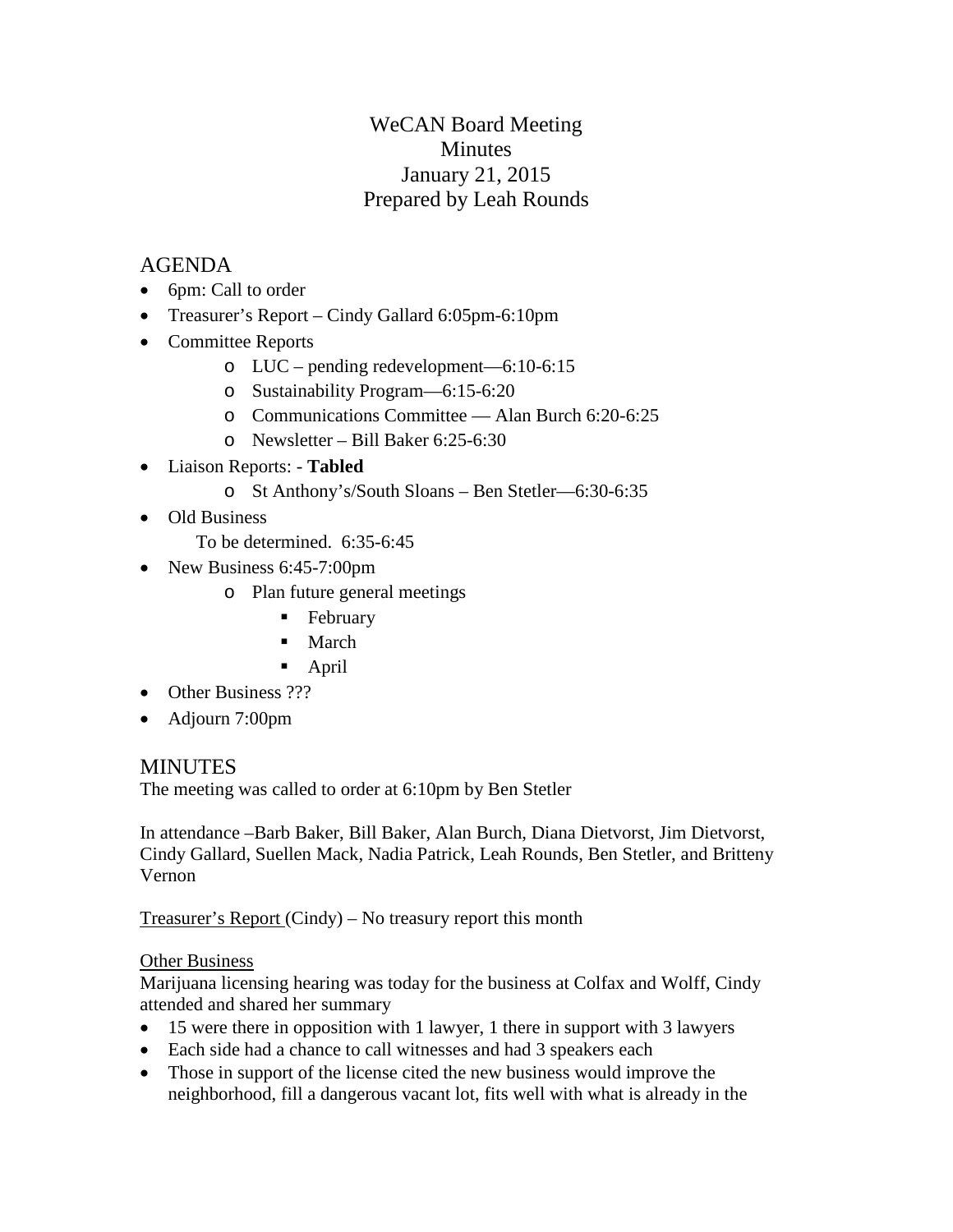# WeCAN Board Meeting
# Minutes
## January 21, 2015
## Prepared by Leah Rounds

## AGENDA

- 6pm: Call to order
- Treasurer's Report – Cindy Gallard 6:05pm-6:10pm
- Committee Reports
  - LUC – pending redevelopment—6:10-6:15
  - Sustainability Program—6:15-6:20
  - Communications Committee — Alan Burch 6:20-6:25
  - Newsletter – Bill Baker 6:25-6:30
- Liaison Reports: - **Tabled**
  - St Anthony's/South Sloans – Ben Stetler—6:30-6:35
- Old Business

  To be determined. 6:35-6:45
- New Business 6:45-7:00pm
  - Plan future general meetings
    - February
    - March
    - April
- Other Business ???
- Adjourn 7:00pm

## MINUTES

The meeting was called to order at 6:10pm by Ben Stetler

In attendance –Barb Baker, Bill Baker, Alan Burch, Diana Dietvorst, Jim Dietvorst, Cindy Gallard, Suellen Mack, Nadia Patrick, Leah Rounds, Ben Stetler, and Britteny Vernon

<u>Treasurer's Report </u>(Cindy) – No treasury report this month

<u>Other Business</u>

Marijuana licensing hearing was today for the business at Colfax and Wolff, Cindy attended and shared her summary

- 15 were there in opposition with 1 lawyer, 1 there in support with 3 lawyers
- Each side had a chance to call witnesses and had 3 speakers each
- Those in support of the license cited the new business would improve the neighborhood, fill a dangerous vacant lot, fits well with what is already in the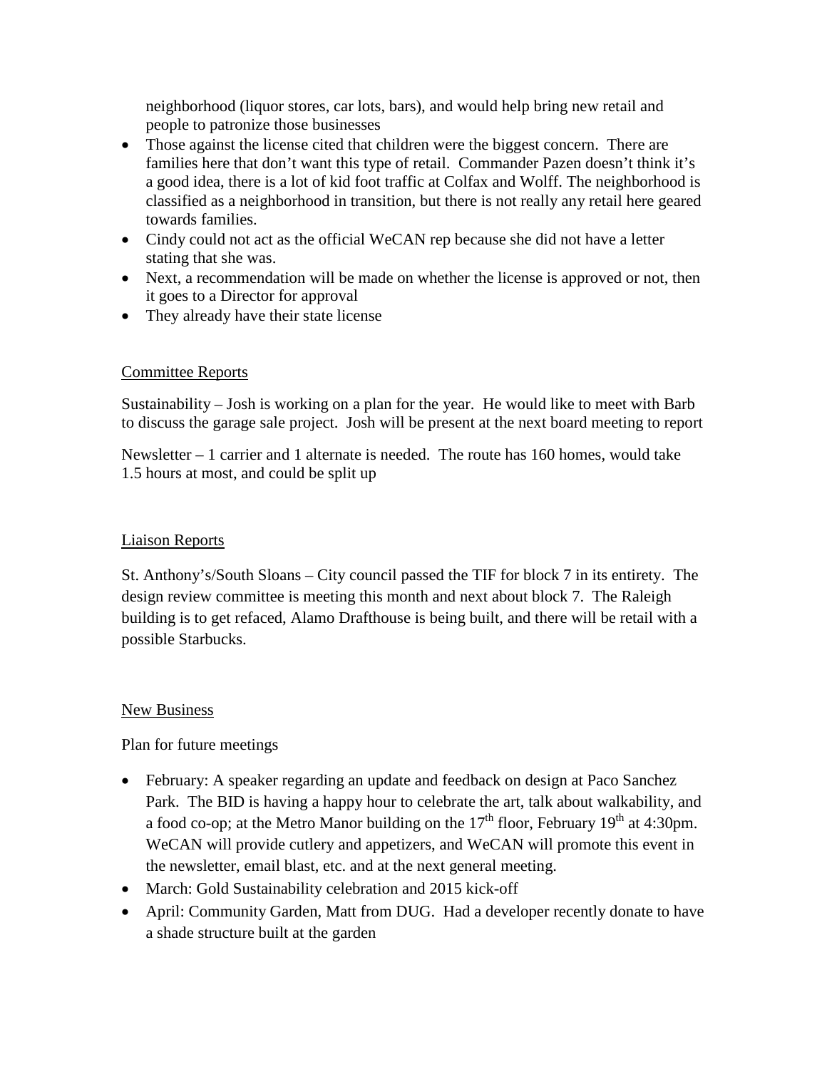- neighborhood (liquor stores, car lots, bars), and would help bring new retail and people to patronize those businesses
- Those against the license cited that children were the biggest concern. There are families here that don't want this type of retail. Commander Pazen doesn't think it's a good idea, there is a lot of kid foot traffic at Colfax and Wolff. The neighborhood is classified as a neighborhood in transition, but there is not really any retail here geared towards families.
- Cindy could not act as the official WeCAN rep because she did not have a letter stating that she was.
- Next, a recommendation will be made on whether the license is approved or not, then it goes to a Director for approval
- They already have their state license

<u>Committee Reports</u>

Sustainability – Josh is working on a plan for the year. He would like to meet with Barb to discuss the garage sale project. Josh will be present at the next board meeting to report

Newsletter – 1 carrier and 1 alternate is needed. The route has 160 homes, would take 1.5 hours at most, and could be split up

<u>Liaison Reports</u>

St. Anthony's/South Sloans – City council passed the TIF for block 7 in its entirety. The design review committee is meeting this month and next about block 7. The Raleigh building is to get refaced, Alamo Drafthouse is being built, and there will be retail with a possible Starbucks.

<u>New Business</u>

Plan for future meetings

- February: A speaker regarding an update and feedback on design at Paco Sanchez Park. The BID is having a happy hour to celebrate the art, talk about walkability, and a food co-op; at the Metro Manor building on the 17th floor, February 19th at 4:30pm. WeCAN will provide cutlery and appetizers, and WeCAN will promote this event in the newsletter, email blast, etc. and at the next general meeting.
- March: Gold Sustainability celebration and 2015 kick-off
- April: Community Garden, Matt from DUG. Had a developer recently donate to have a shade structure built at the garden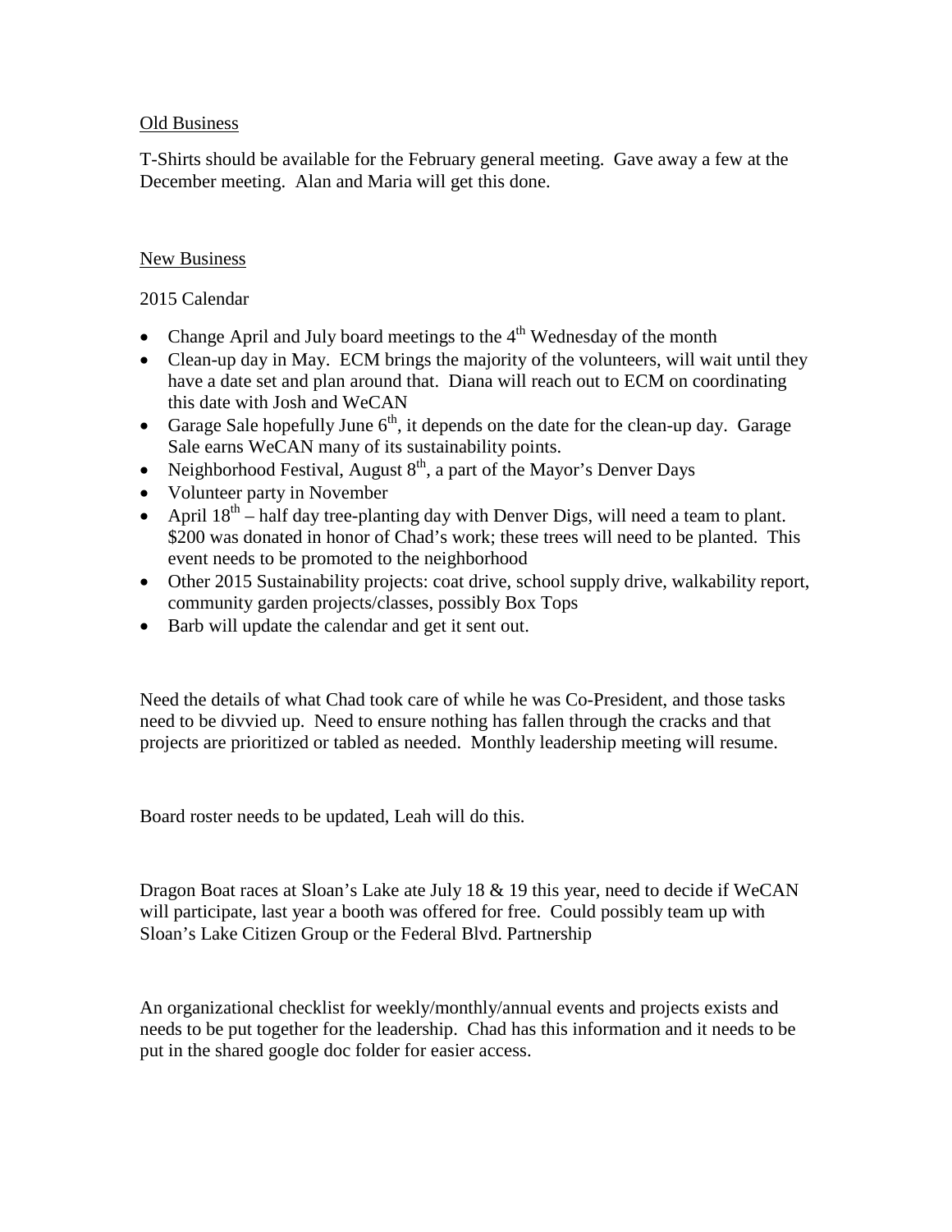Old Business

T-Shirts should be available for the February general meeting. Gave away a few at the December meeting. Alan and Maria will get this done.

New Business

2015 Calendar

- Change April and July board meetings to the 4th Wednesday of the month
- Clean-up day in May. ECM brings the majority of the volunteers, will wait until they have a date set and plan around that. Diana will reach out to ECM on coordinating this date with Josh and WeCAN
- Garage Sale hopefully June 6th, it depends on the date for the clean-up day. Garage Sale earns WeCAN many of its sustainability points.
- Neighborhood Festival, August 8th, a part of the Mayor's Denver Days
- Volunteer party in November
- April 18th – half day tree-planting day with Denver Digs, will need a team to plant. $200 was donated in honor of Chad's work; these trees will need to be planted. This event needs to be promoted to the neighborhood
- Other 2015 Sustainability projects: coat drive, school supply drive, walkability report, community garden projects/classes, possibly Box Tops
- Barb will update the calendar and get it sent out.

Need the details of what Chad took care of while he was Co-President, and those tasks need to be divvied up. Need to ensure nothing has fallen through the cracks and that projects are prioritized or tabled as needed. Monthly leadership meeting will resume.

Board roster needs to be updated, Leah will do this.

Dragon Boat races at Sloan's Lake ate July 18 & 19 this year, need to decide if WeCAN will participate, last year a booth was offered for free. Could possibly team up with Sloan's Lake Citizen Group or the Federal Blvd. Partnership

An organizational checklist for weekly/monthly/annual events and projects exists and needs to be put together for the leadership. Chad has this information and it needs to be put in the shared google doc folder for easier access.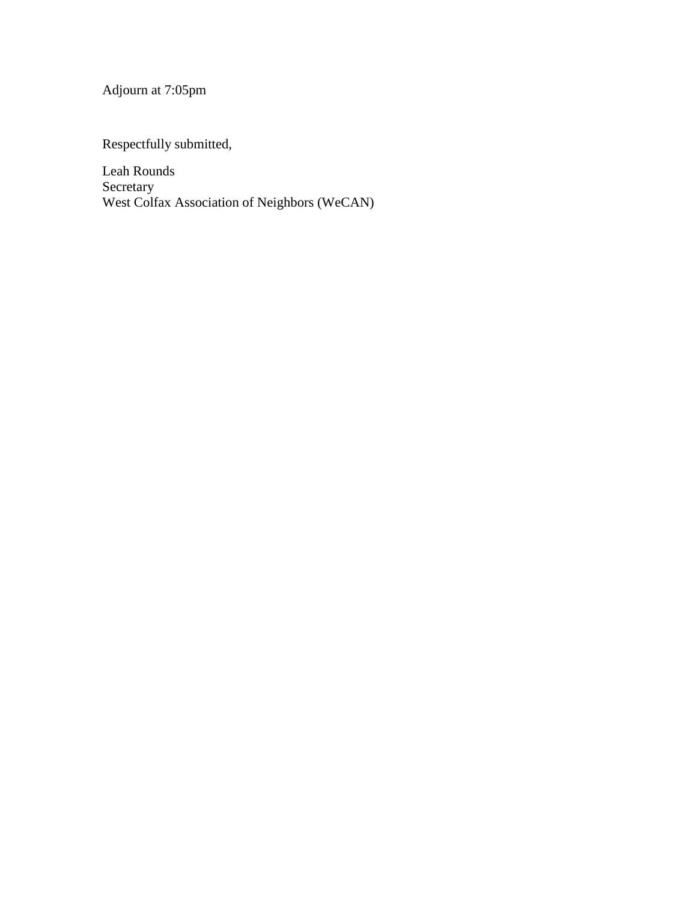Adjourn at 7:05pm

Respectfully submitted,

Leah Rounds
Secretary
West Colfax Association of Neighbors (WeCAN)